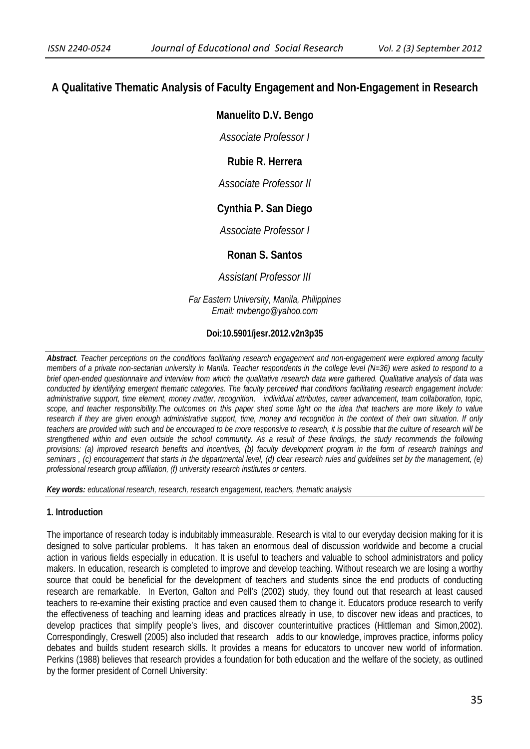# A Qualitative Thematic Analysis of Faculty Engagement and Non-Engagement in Research

**Manuelito D.V. Bengo**

*Associate Professor I*

**Rubie R. Herrera**

*Associate Professor II*

**Cynthia P. San Diego**

*Associate Professor I*

**Ronan S. Santos**

*Assistant Professor III*

*Far Eastern University, Manila, Philippines*
*Email: mvbengo@yahoo.com*

**Doi:10.5901/jesr.2012.v2n3p35**

***Abstract**. Teacher perceptions on the conditions facilitating research engagement and non-engagement were explored among faculty members of a private non-sectarian university in Manila. Teacher respondents in the college level (N=36) were asked to respond to a brief open-ended questionnaire and interview from which the qualitative research data were gathered. Qualitative analysis of data was conducted by identifying emergent thematic categories. The faculty perceived that conditions facilitating research engagement include: administrative support, time element, money matter, recognition, individual attributes, career advancement, team collaboration, topic, scope, and teacher responsibility.The outcomes on this paper shed some light on the idea that teachers are more likely to value research if they are given enough administrative support, time, money and recognition in the context of their own situation. If only teachers are provided with such and be encouraged to be more responsive to research, it is possible that the culture of research will be strengthened within and even outside the school community. As a result of these findings, the study recommends the following provisions: (a) improved research benefits and incentives, (b) faculty development program in the form of research trainings and seminars , (c) encouragement that starts in the departmental level, (d) clear research rules and guidelines set by the management, (e) professional research group affiliation, (f) university research institutes or centers.*

***Key words:** educational research, research, research engagement, teachers, thematic analysis*

## 1. Introduction

The importance of research today is indubitably immeasurable. Research is vital to our everyday decision making for it is designed to solve particular problems. It has taken an enormous deal of discussion worldwide and become a crucial action in various fields especially in education. It is useful to teachers and valuable to school administrators and policy makers. In education, research is completed to improve and develop teaching. Without research we are losing a worthy source that could be beneficial for the development of teachers and students since the end products of conducting research are remarkable. In Everton, Galton and Pell's (2002) study, they found out that research at least caused teachers to re-examine their existing practice and even caused them to change it. Educators produce research to verify the effectiveness of teaching and learning ideas and practices already in use, to discover new ideas and practices, to develop practices that simplify people's lives, and discover counterintuitive practices (Hittleman and Simon,2002). Correspondingly, Creswell (2005) also included that research adds to our knowledge, improves practice, informs policy debates and builds student research skills. It provides a means for educators to uncover new world of information. Perkins (1988) believes that research provides a foundation for both education and the welfare of the society, as outlined by the former president of Cornell University: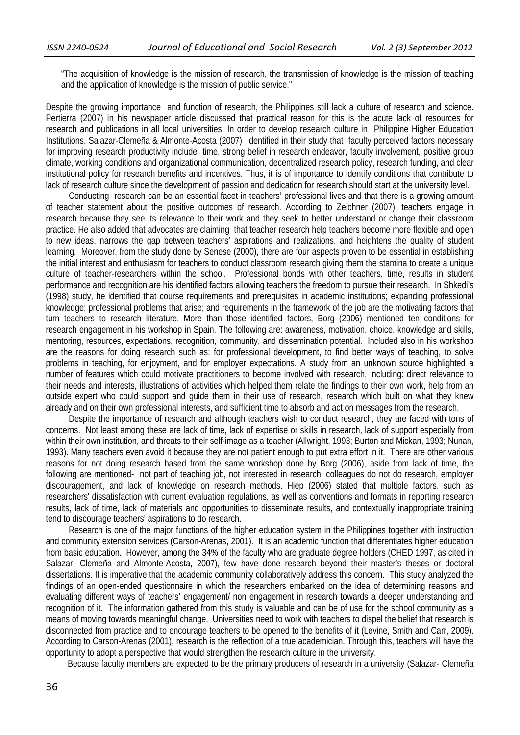"The acquisition of knowledge is the mission of research, the transmission of knowledge is the mission of teaching and the application of knowledge is the mission of public service."

Despite the growing importance and function of research, the Philippines still lack a culture of research and science. Pertierra (2007) in his newspaper article discussed that practical reason for this is the acute lack of resources for research and publications in all local universities. In order to develop research culture in Philippine Higher Education Institutions, Salazar-Clemeña & Almonte-Acosta (2007) identified in their study that faculty perceived factors necessary for improving research productivity include time, strong belief in research endeavor, faculty involvement, positive group climate, working conditions and organizational communication, decentralized research policy, research funding, and clear institutional policy for research benefits and incentives. Thus, it is of importance to identify conditions that contribute to lack of research culture since the development of passion and dedication for research should start at the university level.

Conducting research can be an essential facet in teachers' professional lives and that there is a growing amount of teacher statement about the positive outcomes of research. According to Zeichner (2007), teachers engage in research because they see its relevance to their work and they seek to better understand or change their classroom practice. He also added that advocates are claiming that teacher research help teachers become more flexible and open to new ideas, narrows the gap between teachers' aspirations and realizations, and heightens the quality of student learning. Moreover, from the study done by Senese (2000), there are four aspects proven to be essential in establishing the initial interest and enthusiasm for teachers to conduct classroom research giving them the stamina to create a unique culture of teacher-researchers within the school. Professional bonds with other teachers, time, results in student performance and recognition are his identified factors allowing teachers the freedom to pursue their research. In Shkedi's (1998) study, he identified that course requirements and prerequisites in academic institutions; expanding professional knowledge; professional problems that arise; and requirements in the framework of the job are the motivating factors that turn teachers to research literature. More than those identified factors, Borg (2006) mentioned ten conditions for research engagement in his workshop in Spain. The following are: awareness, motivation, choice, knowledge and skills, mentoring, resources, expectations, recognition, community, and dissemination potential. Included also in his workshop are the reasons for doing research such as: for professional development, to find better ways of teaching, to solve problems in teaching, for enjoyment, and for employer expectations. A study from an unknown source highlighted a number of features which could motivate practitioners to become involved with research, including: direct relevance to their needs and interests, illustrations of activities which helped them relate the findings to their own work, help from an outside expert who could support and guide them in their use of research, research which built on what they knew already and on their own professional interests, and sufficient time to absorb and act on messages from the research.

Despite the importance of research and although teachers wish to conduct research, they are faced with tons of concerns. Not least among these are lack of time, lack of expertise or skills in research, lack of support especially from within their own institution, and threats to their self-image as a teacher (Allwright, 1993; Burton and Mickan, 1993; Nunan, 1993). Many teachers even avoid it because they are not patient enough to put extra effort in it. There are other various reasons for not doing research based from the same workshop done by Borg (2006), aside from lack of time, the following are mentioned- not part of teaching job, not interested in research, colleagues do not do research, employer discouragement, and lack of knowledge on research methods. Hiep (2006) stated that multiple factors, such as researchers' dissatisfaction with current evaluation regulations, as well as conventions and formats in reporting research results, lack of time, lack of materials and opportunities to disseminate results, and contextually inappropriate training tend to discourage teachers' aspirations to do research.

Research is one of the major functions of the higher education system in the Philippines together with instruction and community extension services (Carson-Arenas, 2001). It is an academic function that differentiates higher education from basic education. However, among the 34% of the faculty who are graduate degree holders (CHED 1997, as cited in Salazar- Clemeña and Almonte-Acosta, 2007), few have done research beyond their master's theses or doctoral dissertations. It is imperative that the academic community collaboratively address this concern. This study analyzed the findings of an open-ended questionnaire in which the researchers embarked on the idea of determining reasons and evaluating different ways of teachers' engagement/ non engagement in research towards a deeper understanding and recognition of it. The information gathered from this study is valuable and can be of use for the school community as a means of moving towards meaningful change. Universities need to work with teachers to dispel the belief that research is disconnected from practice and to encourage teachers to be opened to the benefits of it (Levine, Smith and Carr, 2009). According to Carson-Arenas (2001), research is the reflection of a true academician. Through this, teachers will have the opportunity to adopt a perspective that would strengthen the research culture in the university.

Because faculty members are expected to be the primary producers of research in a university (Salazar- Clemeña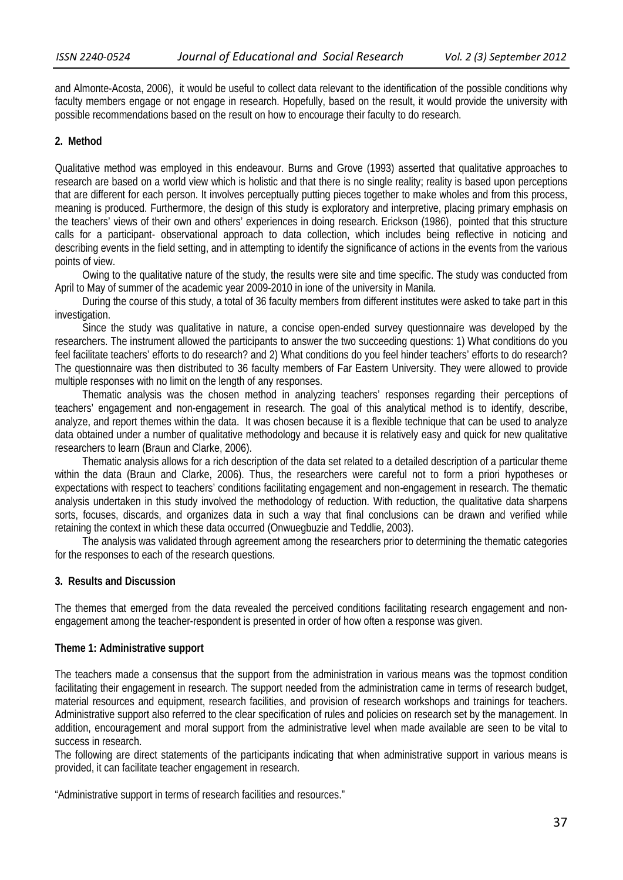and Almonte-Acosta, 2006), it would be useful to collect data relevant to the identification of the possible conditions why faculty members engage or not engage in research. Hopefully, based on the result, it would provide the university with possible recommendations based on the result on how to encourage their faculty to do research.

## 2. Method

Qualitative method was employed in this endeavour. Burns and Grove (1993) asserted that qualitative approaches to research are based on a world view which is holistic and that there is no single reality; reality is based upon perceptions that are different for each person. It involves perceptually putting pieces together to make wholes and from this process, meaning is produced. Furthermore, the design of this study is exploratory and interpretive, placing primary emphasis on the teachers' views of their own and others' experiences in doing research. Erickson (1986), pointed that this structure calls for a participant- observational approach to data collection, which includes being reflective in noticing and describing events in the field setting, and in attempting to identify the significance of actions in the events from the various points of view.

Owing to the qualitative nature of the study, the results were site and time specific. The study was conducted from April to May of summer of the academic year 2009-2010 in ione of the university in Manila.

During the course of this study, a total of 36 faculty members from different institutes were asked to take part in this investigation.

Since the study was qualitative in nature, a concise open-ended survey questionnaire was developed by the researchers. The instrument allowed the participants to answer the two succeeding questions: 1) What conditions do you feel facilitate teachers' efforts to do research? and 2) What conditions do you feel hinder teachers' efforts to do research? The questionnaire was then distributed to 36 faculty members of Far Eastern University. They were allowed to provide multiple responses with no limit on the length of any responses.

Thematic analysis was the chosen method in analyzing teachers' responses regarding their perceptions of teachers' engagement and non-engagement in research. The goal of this analytical method is to identify, describe, analyze, and report themes within the data. It was chosen because it is a flexible technique that can be used to analyze data obtained under a number of qualitative methodology and because it is relatively easy and quick for new qualitative researchers to learn (Braun and Clarke, 2006).

Thematic analysis allows for a rich description of the data set related to a detailed description of a particular theme within the data (Braun and Clarke, 2006). Thus, the researchers were careful not to form a priori hypotheses or expectations with respect to teachers' conditions facilitating engagement and non-engagement in research. The thematic analysis undertaken in this study involved the methodology of reduction. With reduction, the qualitative data sharpens sorts, focuses, discards, and organizes data in such a way that final conclusions can be drawn and verified while retaining the context in which these data occurred (Onwuegbuzie and Teddlie, 2003).

The analysis was validated through agreement among the researchers prior to determining the thematic categories for the responses to each of the research questions.

## 3. Results and Discussion

The themes that emerged from the data revealed the perceived conditions facilitating research engagement and non-engagement among the teacher-respondent is presented in order of how often a response was given.

### Theme 1: Administrative support

The teachers made a consensus that the support from the administration in various means was the topmost condition facilitating their engagement in research. The support needed from the administration came in terms of research budget, material resources and equipment, research facilities, and provision of research workshops and trainings for teachers. Administrative support also referred to the clear specification of rules and policies on research set by the management. In addition, encouragement and moral support from the administrative level when made available are seen to be vital to success in research.

The following are direct statements of the participants indicating that when administrative support in various means is provided, it can facilitate teacher engagement in research.

"Administrative support in terms of research facilities and resources."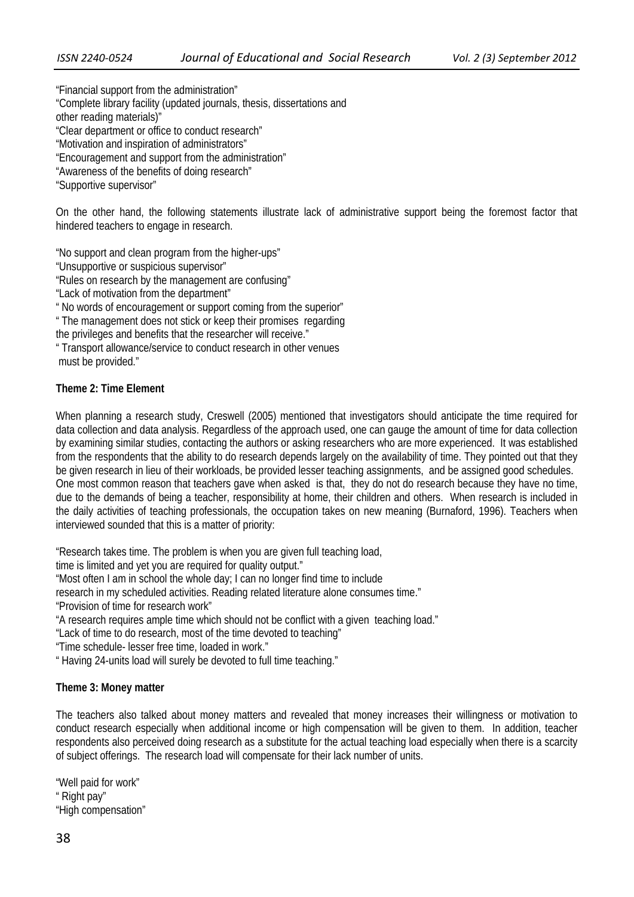"Financial support from the administration"
"Complete library facility (updated journals, thesis, dissertations and other reading materials)"
"Clear department or office to conduct research"
"Motivation and inspiration of administrators"
"Encouragement and support from the administration"
"Awareness of the benefits of doing research"
"Supportive supervisor"

On the other hand, the following statements illustrate lack of administrative support being the foremost factor that hindered teachers to engage in research.

"No support and clean program from the higher-ups"
"Unsupportive or suspicious supervisor"
"Rules on research by the management are confusing"
"Lack of motivation from the department"
" No words of encouragement or support coming from the superior"
" The management does not stick or keep their promises regarding the privileges and benefits that the researcher will receive."
" Transport allowance/service to conduct research in other venues must be provided."

**Theme 2: Time Element**

When planning a research study, Creswell (2005) mentioned that investigators should anticipate the time required for data collection and data analysis. Regardless of the approach used, one can gauge the amount of time for data collection by examining similar studies, contacting the authors or asking researchers who are more experienced. It was established from the respondents that the ability to do research depends largely on the availability of time. They pointed out that they be given research in lieu of their workloads, be provided lesser teaching assignments, and be assigned good schedules. One most common reason that teachers gave when asked is that, they do not do research because they have no time, due to the demands of being a teacher, responsibility at home, their children and others. When research is included in the daily activities of teaching professionals, the occupation takes on new meaning (Burnaford, 1996). Teachers when interviewed sounded that this is a matter of priority:

"Research takes time. The problem is when you are given full teaching load, time is limited and yet you are required for quality output."
"Most often I am in school the whole day; I can no longer find time to include research in my scheduled activities. Reading related literature alone consumes time."
"Provision of time for research work"
"A research requires ample time which should not be conflict with a given teaching load."
"Lack of time to do research, most of the time devoted to teaching"
"Time schedule- lesser free time, loaded in work."
" Having 24-units load will surely be devoted to full time teaching."

**Theme 3: Money matter**

The teachers also talked about money matters and revealed that money increases their willingness or motivation to conduct research especially when additional income or high compensation will be given to them. In addition, teacher respondents also perceived doing research as a substitute for the actual teaching load especially when there is a scarcity of subject offerings. The research load will compensate for their lack number of units.

"Well paid for work"
" Right pay"
"High compensation"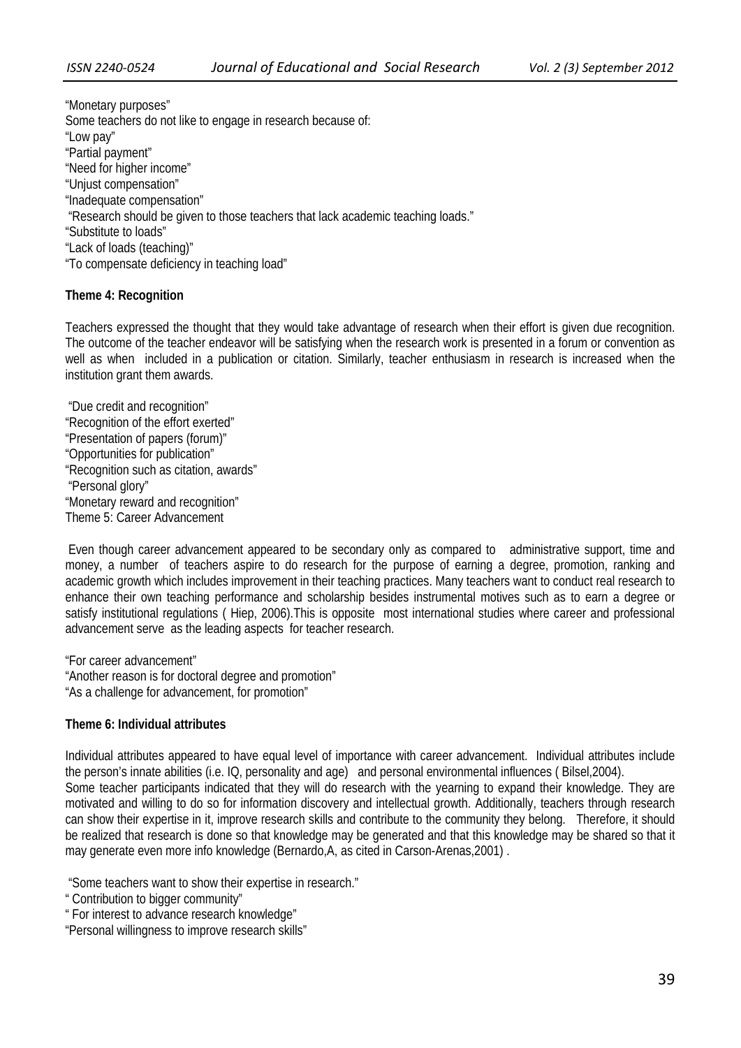"Monetary purposes"
Some teachers do not like to engage in research because of:
"Low pay"
"Partial payment"
"Need for higher income"
"Unjust compensation"
"Inadequate compensation"
"Research should be given to those teachers that lack academic teaching loads."
"Substitute to loads"
"Lack of loads (teaching)"
"To compensate deficiency in teaching load"

**Theme 4: Recognition**

Teachers expressed the thought that they would take advantage of research when their effort is given due recognition. The outcome of the teacher endeavor will be satisfying when the research work is presented in a forum or convention as well as when included in a publication or citation. Similarly, teacher enthusiasm in research is increased when the institution grant them awards.

"Due credit and recognition"
"Recognition of the effort exerted"
"Presentation of papers (forum)"
"Opportunities for publication"
"Recognition such as citation, awards"
"Personal glory"
"Monetary reward and recognition"
Theme 5: Career Advancement

Even though career advancement appeared to be secondary only as compared to administrative support, time and money, a number of teachers aspire to do research for the purpose of earning a degree, promotion, ranking and academic growth which includes improvement in their teaching practices. Many teachers want to conduct real research to enhance their own teaching performance and scholarship besides instrumental motives such as to earn a degree or satisfy institutional regulations ( Hiep, 2006).This is opposite most international studies where career and professional advancement serve as the leading aspects for teacher research.

"For career advancement"
"Another reason is for doctoral degree and promotion"
"As a challenge for advancement, for promotion"

**Theme 6: Individual attributes**

Individual attributes appeared to have equal level of importance with career advancement. Individual attributes include the person's innate abilities (i.e. IQ, personality and age) and personal environmental influences ( Bilsel,2004).
Some teacher participants indicated that they will do research with the yearning to expand their knowledge. They are motivated and willing to do so for information discovery and intellectual growth. Additionally, teachers through research can show their expertise in it, improve research skills and contribute to the community they belong. Therefore, it should be realized that research is done so that knowledge may be generated and that this knowledge may be shared so that it may generate even more info knowledge (Bernardo,A, as cited in Carson-Arenas,2001) .

"Some teachers want to show their expertise in research."
" Contribution to bigger community"
" For interest to advance research knowledge"
"Personal willingness to improve research skills"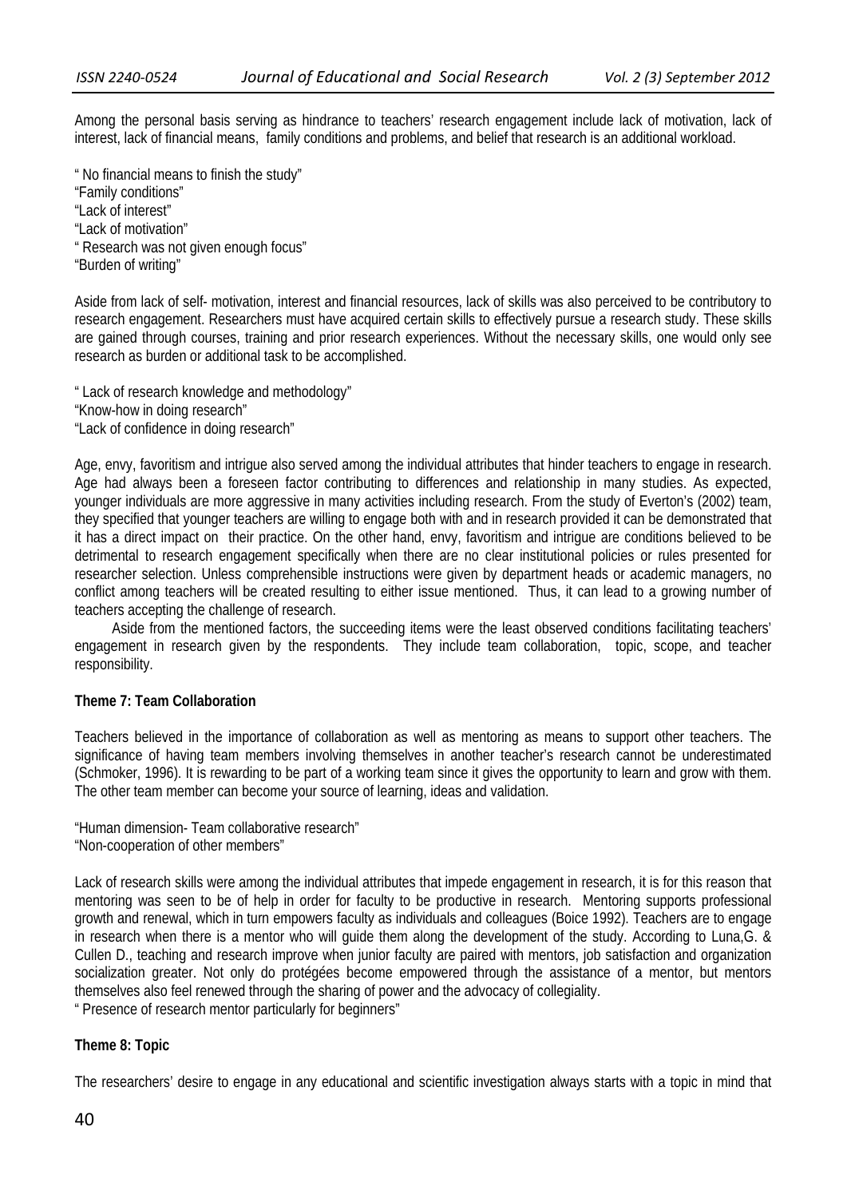Among the personal basis serving as hindrance to teachers' research engagement include lack of motivation, lack of interest, lack of financial means, family conditions and problems, and belief that research is an additional workload.

" No financial means to finish the study"
"Family conditions"
"Lack of interest"
"Lack of motivation"
" Research was not given enough focus"
"Burden of writing"

Aside from lack of self- motivation, interest and financial resources, lack of skills was also perceived to be contributory to research engagement. Researchers must have acquired certain skills to effectively pursue a research study. These skills are gained through courses, training and prior research experiences. Without the necessary skills, one would only see research as burden or additional task to be accomplished.

" Lack of research knowledge and methodology"
"Know-how in doing research"
"Lack of confidence in doing research"

Age, envy, favoritism and intrigue also served among the individual attributes that hinder teachers to engage in research. Age had always been a foreseen factor contributing to differences and relationship in many studies. As expected, younger individuals are more aggressive in many activities including research. From the study of Everton's (2002) team, they specified that younger teachers are willing to engage both with and in research provided it can be demonstrated that it has a direct impact on their practice. On the other hand, envy, favoritism and intrigue are conditions believed to be detrimental to research engagement specifically when there are no clear institutional policies or rules presented for researcher selection. Unless comprehensible instructions were given by department heads or academic managers, no conflict among teachers will be created resulting to either issue mentioned. Thus, it can lead to a growing number of teachers accepting the challenge of research.

Aside from the mentioned factors, the succeeding items were the least observed conditions facilitating teachers' engagement in research given by the respondents. They include team collaboration, topic, scope, and teacher responsibility.

**Theme 7: Team Collaboration**

Teachers believed in the importance of collaboration as well as mentoring as means to support other teachers. The significance of having team members involving themselves in another teacher's research cannot be underestimated (Schmoker, 1996). It is rewarding to be part of a working team since it gives the opportunity to learn and grow with them. The other team member can become your source of learning, ideas and validation.

"Human dimension- Team collaborative research"
"Non-cooperation of other members"

Lack of research skills were among the individual attributes that impede engagement in research, it is for this reason that mentoring was seen to be of help in order for faculty to be productive in research. Mentoring supports professional growth and renewal, which in turn empowers faculty as individuals and colleagues (Boice 1992). Teachers are to engage in research when there is a mentor who will guide them along the development of the study. According to Luna,G. & Cullen D., teaching and research improve when junior faculty are paired with mentors, job satisfaction and organization socialization greater. Not only do protégées become empowered through the assistance of a mentor, but mentors themselves also feel renewed through the sharing of power and the advocacy of collegiality.
" Presence of research mentor particularly for beginners"

**Theme 8: Topic**

The researchers' desire to engage in any educational and scientific investigation always starts with a topic in mind that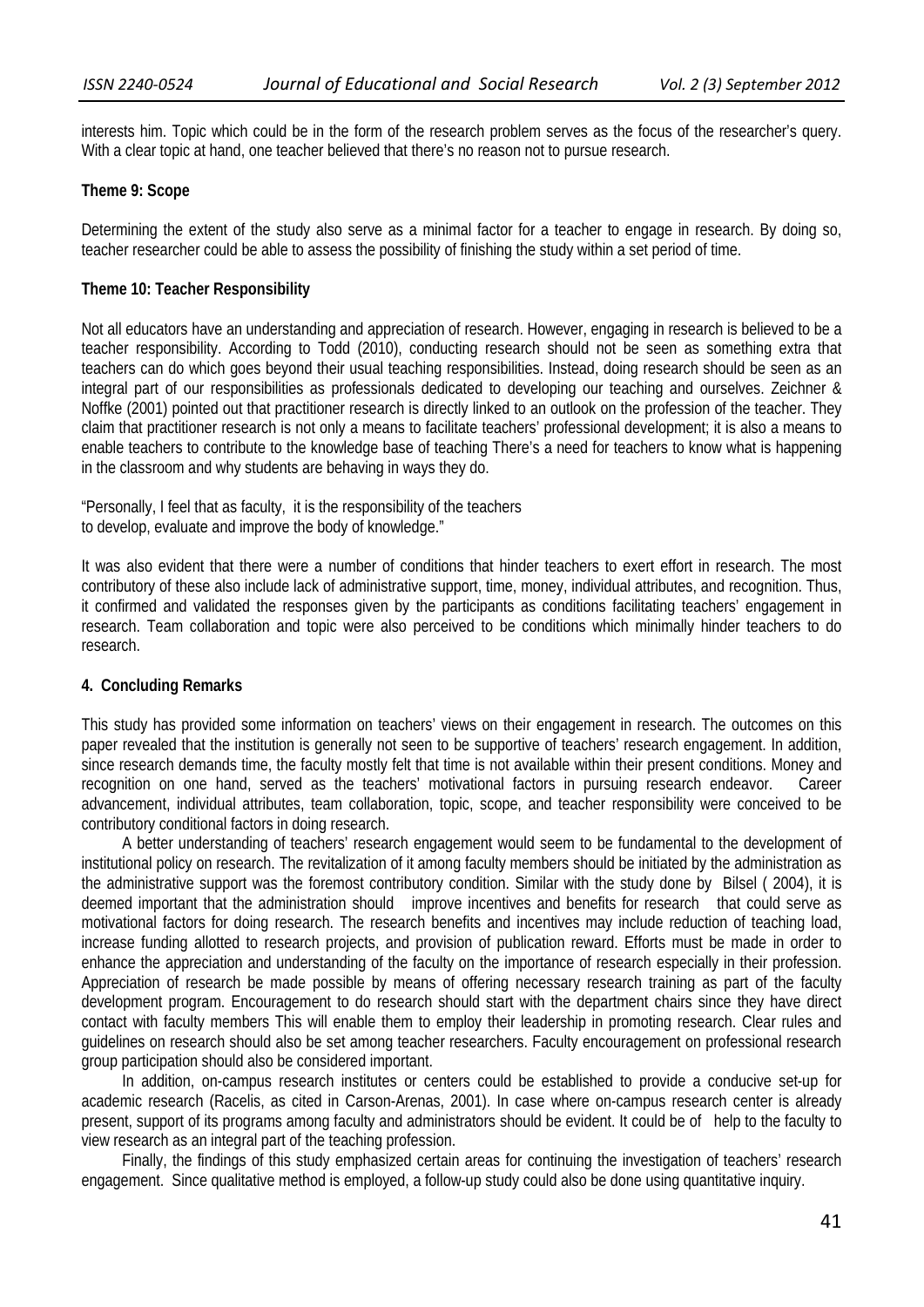interests him. Topic which could be in the form of the research problem serves as the focus of the researcher's query. With a clear topic at hand, one teacher believed that there's no reason not to pursue research.

**Theme 9: Scope**

Determining the extent of the study also serve as a minimal factor for a teacher to engage in research. By doing so, teacher researcher could be able to assess the possibility of finishing the study within a set period of time.

**Theme 10: Teacher Responsibility**

Not all educators have an understanding and appreciation of research. However, engaging in research is believed to be a teacher responsibility. According to Todd (2010), conducting research should not be seen as something extra that teachers can do which goes beyond their usual teaching responsibilities. Instead, doing research should be seen as an integral part of our responsibilities as professionals dedicated to developing our teaching and ourselves. Zeichner & Noffke (2001) pointed out that practitioner research is directly linked to an outlook on the profession of the teacher. They claim that practitioner research is not only a means to facilitate teachers' professional development; it is also a means to enable teachers to contribute to the knowledge base of teaching There's a need for teachers to know what is happening in the classroom and why students are behaving in ways they do.

"Personally, I feel that as faculty, it is the responsibility of the teachers
to develop, evaluate and improve the body of knowledge."

It was also evident that there were a number of conditions that hinder teachers to exert effort in research. The most contributory of these also include lack of administrative support, time, money, individual attributes, and recognition. Thus, it confirmed and validated the responses given by the participants as conditions facilitating teachers' engagement in research. Team collaboration and topic were also perceived to be conditions which minimally hinder teachers to do research.

## 4. Concluding Remarks

This study has provided some information on teachers' views on their engagement in research. The outcomes on this paper revealed that the institution is generally not seen to be supportive of teachers' research engagement. In addition, since research demands time, the faculty mostly felt that time is not available within their present conditions. Money and recognition on one hand, served as the teachers' motivational factors in pursuing research endeavor. Career advancement, individual attributes, team collaboration, topic, scope, and teacher responsibility were conceived to be contributory conditional factors in doing research.

A better understanding of teachers' research engagement would seem to be fundamental to the development of institutional policy on research. The revitalization of it among faculty members should be initiated by the administration as the administrative support was the foremost contributory condition. Similar with the study done by Bilsel ( 2004), it is deemed important that the administration should improve incentives and benefits for research that could serve as motivational factors for doing research. The research benefits and incentives may include reduction of teaching load, increase funding allotted to research projects, and provision of publication reward. Efforts must be made in order to enhance the appreciation and understanding of the faculty on the importance of research especially in their profession. Appreciation of research be made possible by means of offering necessary research training as part of the faculty development program. Encouragement to do research should start with the department chairs since they have direct contact with faculty members This will enable them to employ their leadership in promoting research. Clear rules and guidelines on research should also be set among teacher researchers. Faculty encouragement on professional research group participation should also be considered important.

In addition, on-campus research institutes or centers could be established to provide a conducive set-up for academic research (Racelis, as cited in Carson-Arenas, 2001). In case where on-campus research center is already present, support of its programs among faculty and administrators should be evident. It could be of help to the faculty to view research as an integral part of the teaching profession.

Finally, the findings of this study emphasized certain areas for continuing the investigation of teachers' research engagement. Since qualitative method is employed, a follow-up study could also be done using quantitative inquiry.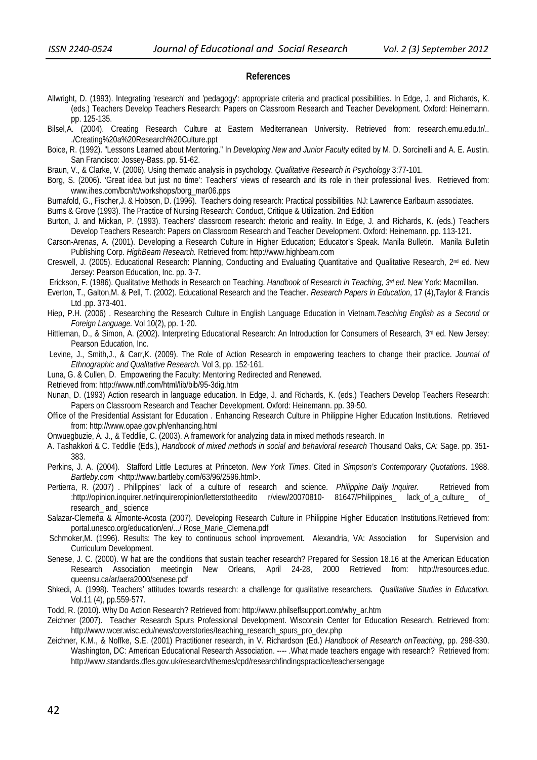## References

Allwright, D. (1993). Integrating 'research' and 'pedagogy': appropriate criteria and practical possibilities. In Edge, J. and Richards, K. (eds.) Teachers Develop Teachers Research: Papers on Classroom Research and Teacher Development. Oxford: Heinemann. pp. 125-135.

Bilsel,A. (2004). Creating Research Culture at Eastern Mediterranean University. Retrieved from: research.emu.edu.tr/.. ./Creating%20a%20Research%20Culture.ppt

Boice, R. (1992). "Lessons Learned about Mentoring." In *Developing New and Junior Faculty* edited by M. D. Sorcinelli and A. E. Austin. San Francisco: Jossey-Bass. pp. 51-62.

Braun, V., & Clarke, V. (2006). Using thematic analysis in psychology. *Qualitative Research in Psychology* 3:77-101.

Borg, S. (2006). 'Great idea but just no time': Teachers' views of research and its role in their professional lives. Retrieved from: www.ihes.com/bcn/tt/workshops/borg_mar06.pps

Burnafold, G., Fischer,J. & Hobson, D. (1996). Teachers doing research: Practical possibilities. NJ: Lawrence Earlbaum associates.

Burns & Grove (1993). The Practice of Nursing Research: Conduct, Critique & Utilization. 2nd Edition

Burton, J. and Mickan, P. (1993). Teachers' classroom research: rhetoric and reality. In Edge, J. and Richards, K. (eds.) Teachers Develop Teachers Research: Papers on Classroom Research and Teacher Development. Oxford: Heinemann. pp. 113-121.

Carson-Arenas, A. (2001). Developing a Research Culture in Higher Education; Educator's Speak. Manila Bulletin. Manila Bulletin Publishing Corp. *HighBeam Research.* Retrieved from: http://www.highbeam.com

Creswell, J. (2005). Educational Research: Planning, Conducting and Evaluating Quantitative and Qualitative Research, 2nd ed. New Jersey: Pearson Education, Inc. pp. 3-7.

Erickson, F. (1986). Qualitative Methods in Research on Teaching. *Handbook of Research in Teaching, 3rd ed.* New York: Macmillan.

Everton, T., Galton,M. & Pell, T. (2002). Educational Research and the Teacher. *Research Papers in Education*, 17 (4),Taylor & Francis Ltd .pp. 373-401.

Hiep, P.H. (2006) . Researching the Research Culture in English Language Education in Vietnam.*Teaching English as a Second or Foreign Language.* Vol 10(2), pp. 1-20.

Hittleman, D., & Simon, A. (2002). Interpreting Educational Research: An Introduction for Consumers of Research, 3rd ed. New Jersey: Pearson Education, Inc.

Levine, J., Smith,J., & Carr,K. (2009). The Role of Action Research in empowering teachers to change their practice. *Journal of Ethnographic and Qualitative Research.* Vol 3, pp. 152-161.

Luna, G. & Cullen, D. Empowering the Faculty: Mentoring Redirected and Renewed.

Retrieved from: http://www.ntlf.com/html/lib/bib/95-3dig.htm

Nunan, D. (1993) Action research in language education. In Edge, J. and Richards, K. (eds.) Teachers Develop Teachers Research: Papers on Classroom Research and Teacher Development. Oxford: Heinemann. pp. 39-50.

Office of the Presidential Assistant for Education . Enhancing Research Culture in Philippine Higher Education Institutions. Retrieved from: http://www.opae.gov.ph/enhancing.html

Onwuegbuzie, A. J., & Teddlie, C. (2003). A framework for analyzing data in mixed methods research. In

A. Tashakkori & C. Teddlie (Eds.), *Handbook of mixed methods in social and behavioral research* Thousand Oaks, CA: Sage. pp. 351-383.

Perkins, J. A. (2004). Stafford Little Lectures at Princeton. *New York Times*. Cited in *Simpson's Contemporary Quotations*. 1988. *Bartleby.com* <http://www.bartleby.com/63/96/2596.html>.

Pertierra, R. (2007) . Philippines' lack of a culture of research and science. *Philippine Daily Inquirer.* Retrieved from :http://opinion.inquirer.net/inquireropinion/letterstotheedito r/view/20070810- 81647/Philippines_ lack_of_a_culture_ of_ research_ and_ science

Salazar-Clemeña & Almonte-Acosta (2007). Developing Research Culture in Philippine Higher Education Institutions.Retrieved from: portal.unesco.org/education/en/.../ Rose_Marie_Clemena.pdf

Schmoker,M. (1996). Results: The key to continuous school improvement. Alexandria, VA: Association for Supervision and Curriculum Development.

Senese, J. C. (2000). W hat are the conditions that sustain teacher research? Prepared for Session 18.16 at the American Education Research Association meetingin New Orleans, April 24-28, 2000 Retrieved from: http://resources.educ. queensu.ca/ar/aera2000/senese.pdf

Shkedi, A. (1998). Teachers' attitudes towards research: a challenge for qualitative researchers. *Qualitative Studies in Education.* Vol.11 (4), pp.559-577.

Todd, R. (2010). Why Do Action Research? Retrieved from: http://www.philseflsupport.com/why_ar.htm

Zeichner (2007). Teacher Research Spurs Professional Development. Wisconsin Center for Education Research. Retrieved from: http://www.wcer.wisc.edu/news/coverstories/teaching_research_spurs_pro_dev.php

Zeichner, K.M., & Noffke, S.E. (2001) Practitioner research, in V. Richardson (Ed.) *Handbook of Research onTeaching*, pp. 298-330. Washington, DC: American Educational Research Association. ---- .What made teachers engage with research? Retrieved from: http://www.standards.dfes.gov.uk/research/themes/cpd/researchfindingspractice/teachersengage